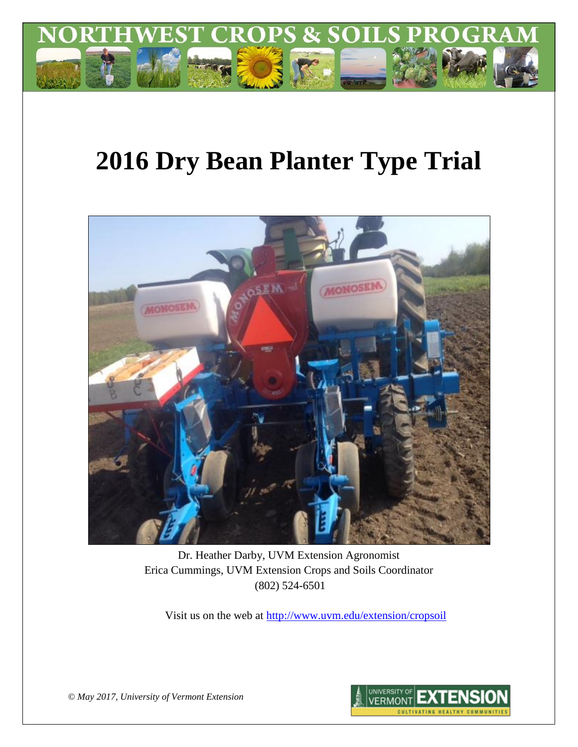# 2016 Dry Bean Planter Type Trial

Dr. Heather Darby, UVM Extension Agronomist
Erica Cummings, UVM Extension Crops and Soils Coordinator
(802) 524-6501

Visit us on the web at http://www.uvm.edu/extension/cropsoil

*© May 2017, University of Vermont Extension*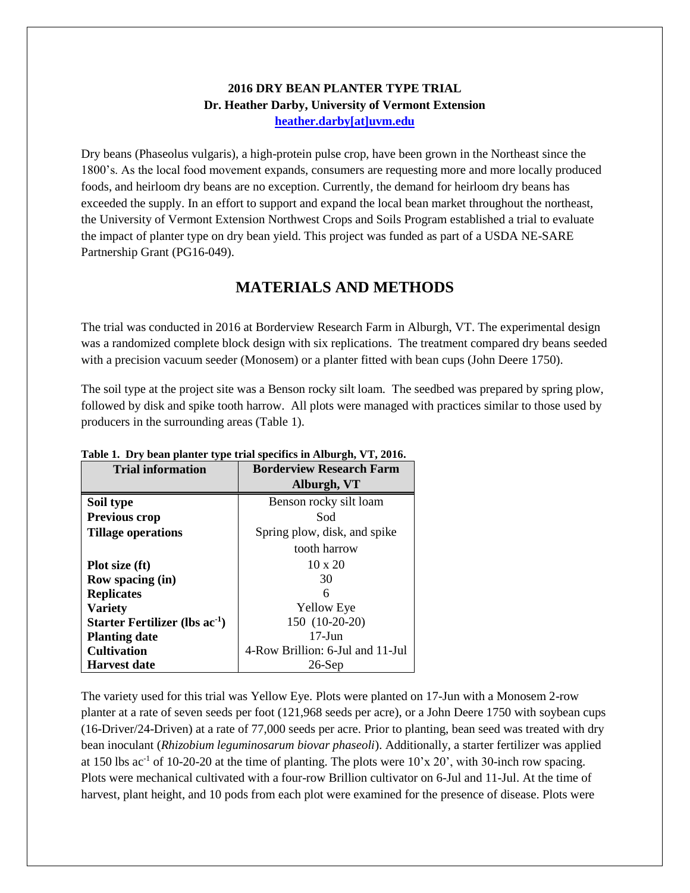**2016 DRY BEAN PLANTER TYPE TRIAL**
**Dr. Heather Darby, University of Vermont Extension**
**heather.darby[at]uvm.edu**

Dry beans (Phaseolus vulgaris), a high-protein pulse crop, have been grown in the Northeast since the 1800's. As the local food movement expands, consumers are requesting more and more locally produced foods, and heirloom dry beans are no exception. Currently, the demand for heirloom dry beans has exceeded the supply. In an effort to support and expand the local bean market throughout the northeast, the University of Vermont Extension Northwest Crops and Soils Program established a trial to evaluate the impact of planter type on dry bean yield. This project was funded as part of a USDA NE-SARE Partnership Grant (PG16-049).

## MATERIALS AND METHODS

The trial was conducted in 2016 at Borderview Research Farm in Alburgh, VT. The experimental design was a randomized complete block design with six replications. The treatment compared dry beans seeded with a precision vacuum seeder (Monosem) or a planter fitted with bean cups (John Deere 1750).

The soil type at the project site was a Benson rocky silt loam. The seedbed was prepared by spring plow, followed by disk and spike tooth harrow. All plots were managed with practices similar to those used by producers in the surrounding areas (Table 1).

**Table 1. Dry bean planter type trial specifics in Alburgh, VT, 2016.**

| Trial information | Borderview Research Farm Alburgh, VT |
|---|---|
| **Soil type** | Benson rocky silt loam |
| **Previous crop** | Sod |
| **Tillage operations** | Spring plow, disk, and spike tooth harrow |
| **Plot size (ft)** | 10 x 20 |
| **Row spacing (in)** | 30 |
| **Replicates** | 6 |
| **Variety** | Yellow Eye |
| **Starter Fertilizer (lbs ac$^{-1}$)** | 150 (10-20-20) |
| **Planting date** | 17-Jun |
| **Cultivation** | 4-Row Brillion: 6-Jul and 11-Jul |
| **Harvest date** | 26-Sep |

The variety used for this trial was Yellow Eye. Plots were planted on 17-Jun with a Monosem 2-row planter at a rate of seven seeds per foot (121,968 seeds per acre), or a John Deere 1750 with soybean cups (16-Driver/24-Driven) at a rate of 77,000 seeds per acre. Prior to planting, bean seed was treated with dry bean inoculant (*Rhizobium leguminosarum biovar phaseoli*). Additionally, a starter fertilizer was applied at 150 lbs ac$^{-1}$ of 10-20-20 at the time of planting. The plots were 10'x 20', with 30-inch row spacing. Plots were mechanical cultivated with a four-row Brillion cultivator on 6-Jul and 11-Jul. At the time of harvest, plant height, and 10 pods from each plot were examined for the presence of disease. Plots were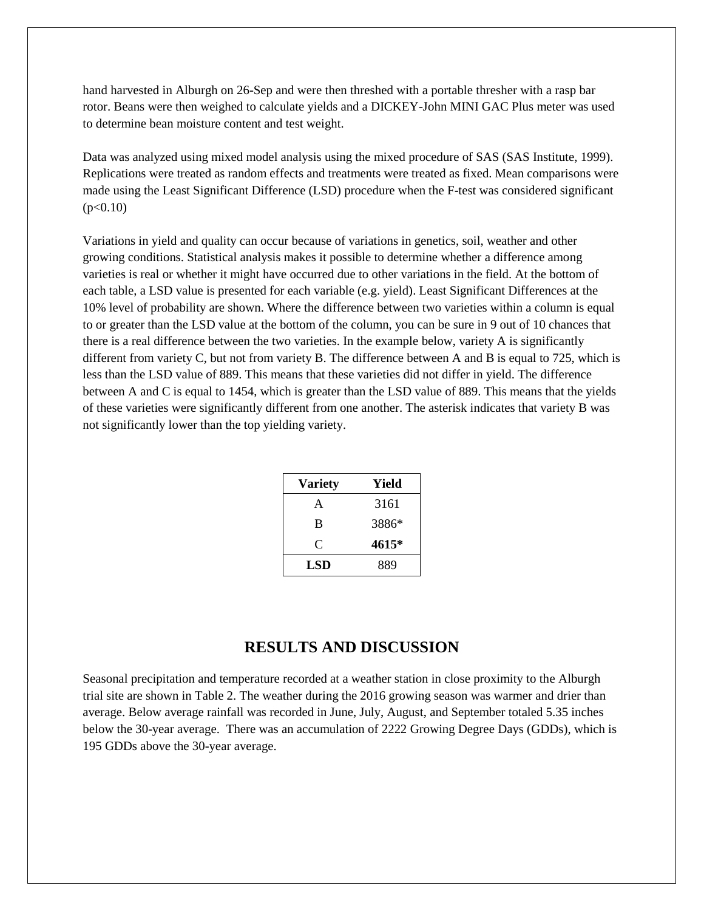hand harvested in Alburgh on 26-Sep and were then threshed with a portable thresher with a rasp bar rotor. Beans were then weighed to calculate yields and a DICKEY-John MINI GAC Plus meter was used to determine bean moisture content and test weight.

Data was analyzed using mixed model analysis using the mixed procedure of SAS (SAS Institute, 1999). Replications were treated as random effects and treatments were treated as fixed. Mean comparisons were made using the Least Significant Difference (LSD) procedure when the F-test was considered significant ($p<0.10$)

Variations in yield and quality can occur because of variations in genetics, soil, weather and other growing conditions. Statistical analysis makes it possible to determine whether a difference among varieties is real or whether it might have occurred due to other variations in the field. At the bottom of each table, a LSD value is presented for each variable (e.g. yield). Least Significant Differences at the 10% level of probability are shown. Where the difference between two varieties within a column is equal to or greater than the LSD value at the bottom of the column, you can be sure in 9 out of 10 chances that there is a real difference between the two varieties. In the example below, variety A is significantly different from variety C, but not from variety B. The difference between A and B is equal to 725, which is less than the LSD value of 889. This means that these varieties did not differ in yield. The difference between A and C is equal to 1454, which is greater than the LSD value of 889. This means that the yields of these varieties were significantly different from one another. The asterisk indicates that variety B was not significantly lower than the top yielding variety.

| Variety | Yield |
|---|---|
| A | 3161 |
| B | 3886* |
| C | **4615*** |
| **LSD** | 889 |

## RESULTS AND DISCUSSION

Seasonal precipitation and temperature recorded at a weather station in close proximity to the Alburgh trial site are shown in Table 2. The weather during the 2016 growing season was warmer and drier than average. Below average rainfall was recorded in June, July, August, and September totaled 5.35 inches below the 30-year average. There was an accumulation of 2222 Growing Degree Days (GDDs), which is 195 GDDs above the 30-year average.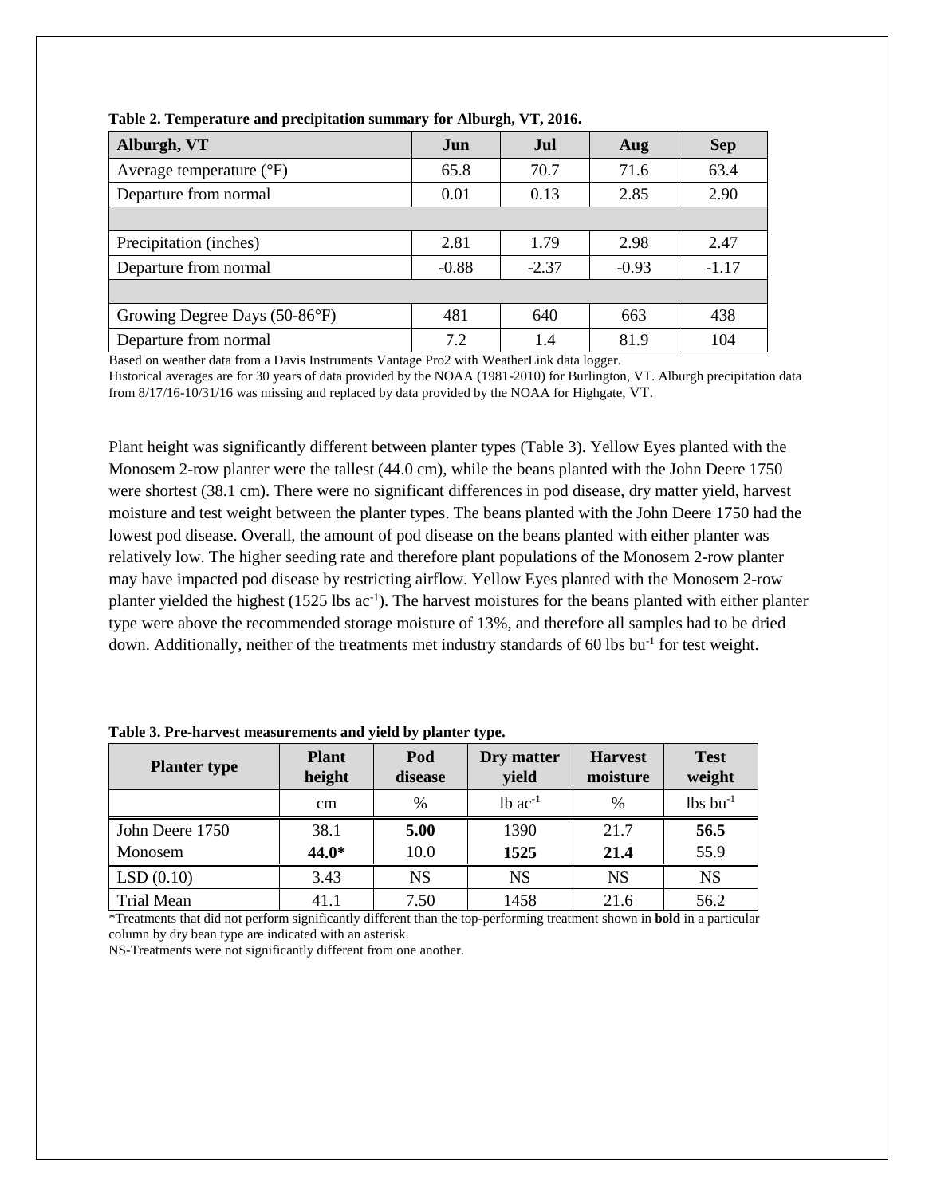**Table 2. Temperature and precipitation summary for Alburgh, VT, 2016.**

| Alburgh, VT | Jun | Jul | Aug | Sep |
|---|---|---|---|---|
| Average temperature (°F) | 65.8 | 70.7 | 71.6 | 63.4 |
| Departure from normal | 0.01 | 0.13 | 2.85 | 2.90 |
| | | | | |
| Precipitation (inches) | 2.81 | 1.79 | 2.98 | 2.47 |
| Departure from normal | -0.88 | -2.37 | -0.93 | -1.17 |
| | | | | |
| Growing Degree Days (50-86°F) | 481 | 640 | 663 | 438 |
| Departure from normal | 7.2 | 1.4 | 81.9 | 104 |

Based on weather data from a Davis Instruments Vantage Pro2 with WeatherLink data logger.
Historical averages are for 30 years of data provided by the NOAA (1981-2010) for Burlington, VT. Alburgh precipitation data from 8/17/16-10/31/16 was missing and replaced by data provided by the NOAA for Highgate, VT.

Plant height was significantly different between planter types (Table 3). Yellow Eyes planted with the Monosem 2-row planter were the tallest (44.0 cm), while the beans planted with the John Deere 1750 were shortest (38.1 cm). There were no significant differences in pod disease, dry matter yield, harvest moisture and test weight between the planter types. The beans planted with the John Deere 1750 had the lowest pod disease. Overall, the amount of pod disease on the beans planted with either planter was relatively low. The higher seeding rate and therefore plant populations of the Monosem 2-row planter may have impacted pod disease by restricting airflow. Yellow Eyes planted with the Monosem 2-row planter yielded the highest (1525 lbs ac$^{-1}$). The harvest moistures for the beans planted with either planter type were above the recommended storage moisture of 13%, and therefore all samples had to be dried down. Additionally, neither of the treatments met industry standards of 60 lbs bu$^{-1}$ for test weight.

**Table 3. Pre-harvest measurements and yield by planter type.**

| Planter type | Plant height | Pod disease | Dry matter yield | Harvest moisture | Test weight |
|---|---|---|---|---|---|
| | cm | % | lb ac$^{-1}$ | % | lbs bu$^{-1}$ |
| John Deere 1750 | 38.1 | **5.00** | 1390 | 21.7 | **56.5** |
| Monosem | **44.0*** | 10.0 | **1525** | **21.4** | 55.9 |
| LSD (0.10) | 3.43 | NS | NS | NS | NS |
| Trial Mean | 41.1 | 7.50 | 1458 | 21.6 | 56.2 |

*Treatments that did not perform significantly different than the top-performing treatment shown in **bold** in a particular column by dry bean type are indicated with an asterisk.
NS-Treatments were not significantly different from one another.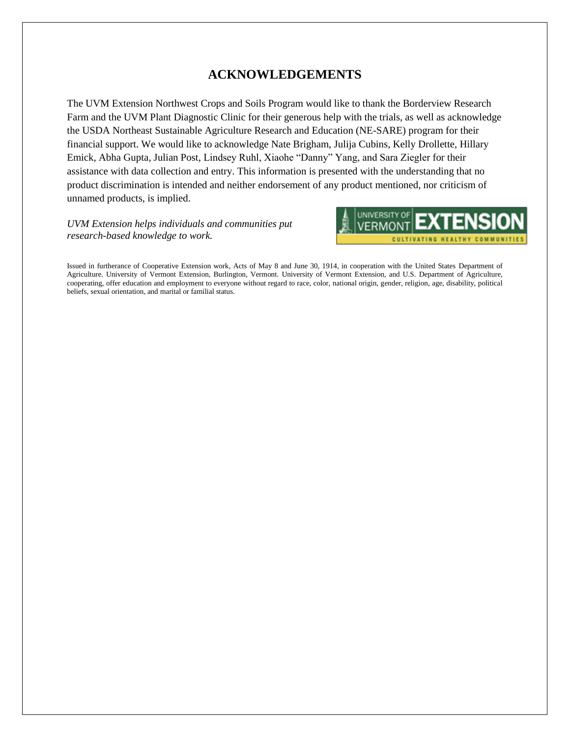# ACKNOWLEDGEMENTS

The UVM Extension Northwest Crops and Soils Program would like to thank the Borderview Research Farm and the UVM Plant Diagnostic Clinic for their generous help with the trials, as well as acknowledge the USDA Northeast Sustainable Agriculture Research and Education (NE-SARE) program for their financial support. We would like to acknowledge Nate Brigham, Julija Cubins, Kelly Drollette, Hillary Emick, Abha Gupta, Julian Post, Lindsey Ruhl, Xiaohe "Danny" Yang, and Sara Ziegler for their assistance with data collection and entry. This information is presented with the understanding that no product discrimination is intended and neither endorsement of any product mentioned, nor criticism of unnamed products, is implied.

*UVM Extension helps individuals and communities put research-based knowledge to work.*

UNIVERSITY OF VERMONT EXTENSION
CULTIVATING HEALTHY COMMUNITIES

Issued in furtherance of Cooperative Extension work, Acts of May 8 and June 30, 1914, in cooperation with the United States Department of Agriculture. University of Vermont Extension, Burlington, Vermont. University of Vermont Extension, and U.S. Department of Agriculture, cooperating, offer education and employment to everyone without regard to race, color, national origin, gender, religion, age, disability, political beliefs, sexual orientation, and marital or familial status.